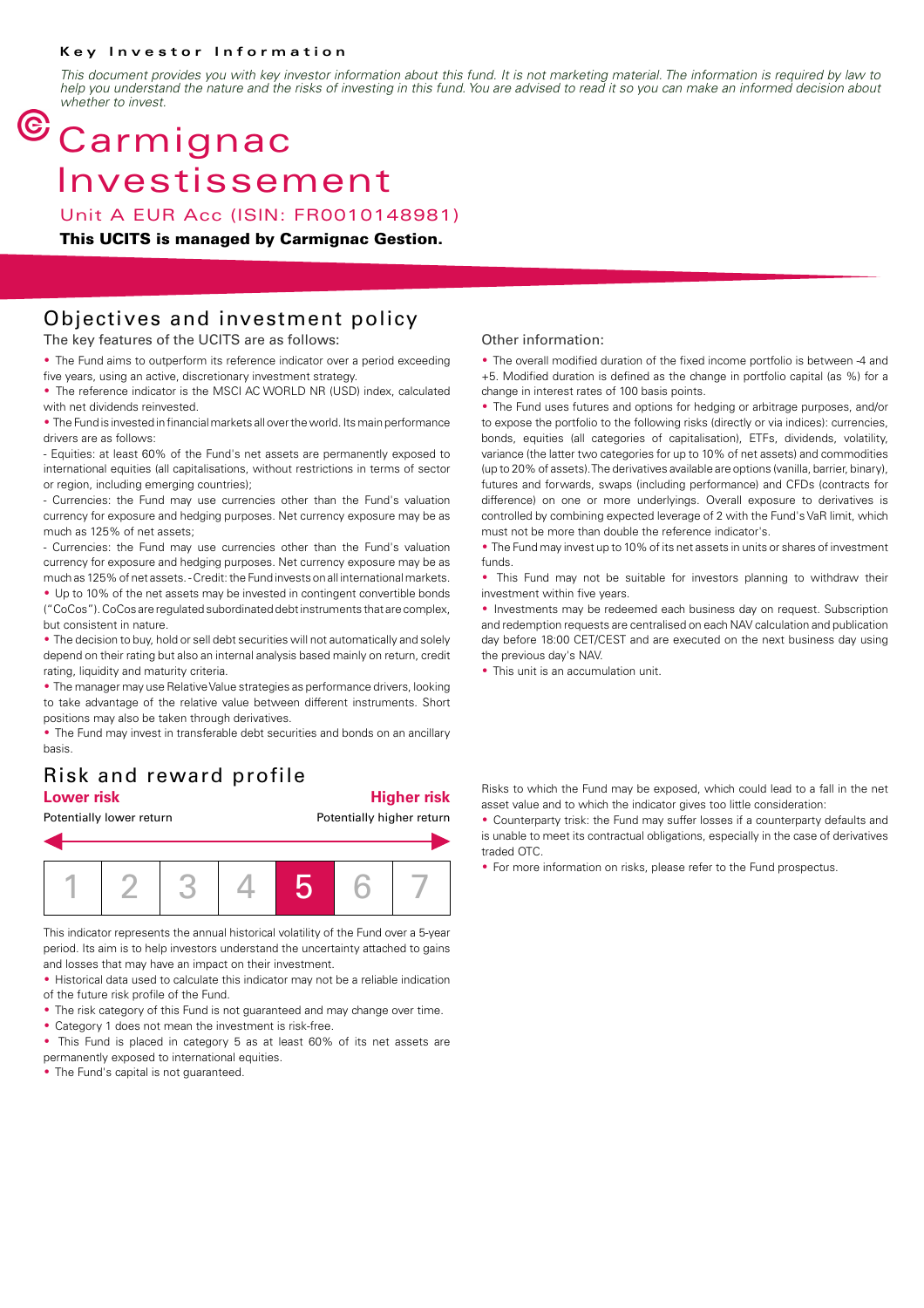**Key Investor Information**

*This document provides you with key investor information about this fund. It is not marketing material. The information is required by law to help you understand the nature and the risks of investing in this fund. You are advised to read it so you can make an informed decision about whether to invest.*

# Carmignac Investissement

Unit A EUR Acc (ISIN: FR0010148981)

**This UCITS is managed by Carmignac Gestion.**

## Objectives and investment policy

The key features of the UCITS are as follows:

- The Fund aims to outperform its reference indicator over a period exceeding five years, using an active, discretionary investment strategy.
- The reference indicator is the MSCI AC WORLD NR (USD) index, calculated with net dividends reinvested.
- The Fund is invested in financial markets all over the world. Its main performance drivers are as follows:

- Equities: at least 60% of the Fund's net assets are permanently exposed to international equities (all capitalisations, without restrictions in terms of sector or region, including emerging countries);

- Currencies: the Fund may use currencies other than the Fund's valuation currency for exposure and hedging purposes. Net currency exposure may be as much as 125% of net assets;

- Currencies: the Fund may use currencies other than the Fund's valuation currency for exposure and hedging purposes. Net currency exposure may be as much as 125% of net assets. - Credit: the Fund invests on all international markets.

- Up to 10% of the net assets may be invested in contingent convertible bonds ("CoCos"). CoCos are regulated subordinated debt instruments that are complex, but consistent in nature.
- The decision to buy, hold or sell debt securities will not automatically and solely depend on their rating but also an internal analysis based mainly on return, credit rating, liquidity and maturity criteria.
- The manager may use Relative Value strategies as performance drivers, looking to take advantage of the relative value between different instruments. Short positions may also be taken through derivatives.
- The Fund may invest in transferable debt securities and bonds on an ancillary basis.

Other information:

- The overall modified duration of the fixed income portfolio is between -4 and +5. Modified duration is defined as the change in portfolio capital (as %) for a change in interest rates of 100 basis points.
- The Fund uses futures and options for hedging or arbitrage purposes, and/or to expose the portfolio to the following risks (directly or via indices): currencies, bonds, equities (all categories of capitalisation), ETFs, dividends, volatility, variance (the latter two categories for up to 10% of net assets) and commodities (up to 20% of assets). The derivatives available are options (vanilla, barrier, binary), futures and forwards, swaps (including performance) and CFDs (contracts for difference) on one or more underlyings. Overall exposure to derivatives is controlled by combining expected leverage of 2 with the Fund's VaR limit, which must not be more than double the reference indicator's.
- The Fund may invest up to 10% of its net assets in units or shares of investment funds.
- This Fund may not be suitable for investors planning to withdraw their investment within five years.
- Investments may be redeemed each business day on request. Subscription and redemption requests are centralised on each NAV calculation and publication day before 18:00 CET/CEST and are executed on the next business day using the previous day's NAV.
- This unit is an accumulation unit.

## Risk and reward profile

**Lower risk** — **Higher risk**

Potentially lower return — Potentially higher return

| 1 | 2 | 3 | 4 | **5** | 6 | 7 |
|---|---|---|---|---|---|---|

This indicator represents the annual historical volatility of the Fund over a 5-year period. Its aim is to help investors understand the uncertainty attached to gains and losses that may have an impact on their investment.

- Historical data used to calculate this indicator may not be a reliable indication of the future risk profile of the Fund.
- The risk category of this Fund is not guaranteed and may change over time.
- Category 1 does not mean the investment is risk-free.
- This Fund is placed in category 5 as at least 60% of its net assets are permanently exposed to international equities.
- The Fund's capital is not guaranteed.

Risks to which the Fund may be exposed, which could lead to a fall in the net asset value and to which the indicator gives too little consideration:

- Counterparty trisk: the Fund may suffer losses if a counterparty defaults and is unable to meet its contractual obligations, especially in the case of derivatives traded OTC.
- For more information on risks, please refer to the Fund prospectus.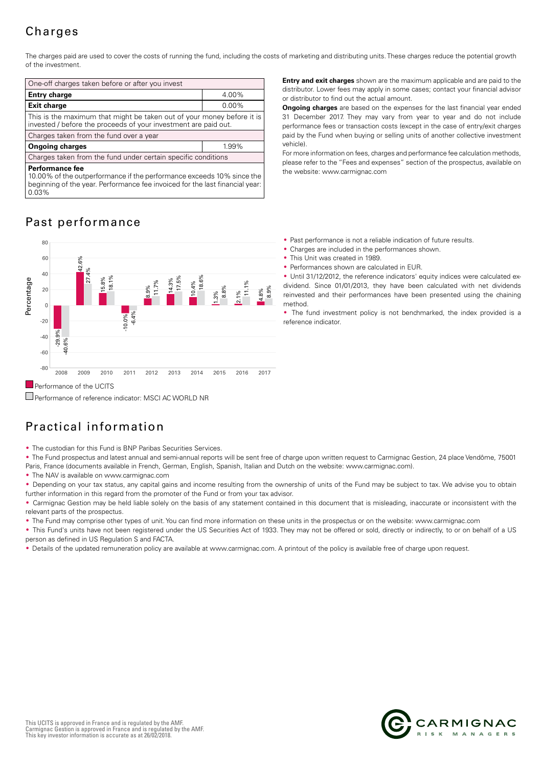# Charges

The charges paid are used to cover the costs of running the fund, including the costs of marketing and distributing units. These charges reduce the potential growth of the investment.

| One-off charges taken before or after you invest | |
|---|---|
| **Entry charge** | 4.00% |
| **Exit charge** | 0.00% |
| This is the maximum that might be taken out of your money before it is invested / before the proceeds of your investment are paid out. | |
| Charges taken from the fund over a year | |
| **Ongoing charges** | 1.99% |
| Charges taken from the fund under certain specific conditions | |
| **Performance fee**<br>10.00% of the outperformance if the performance exceeds 10% since the beginning of the year. Performance fee invoiced for the last financial year: 0.03% | |

**Entry and exit charges** shown are the maximum applicable and are paid to the distributor. Lower fees may apply in some cases; contact your financial advisor or distributor to find out the actual amount.

**Ongoing charges** are based on the expenses for the last financial year ended 31 December 2017. They may vary from year to year and do not include performance fees or transaction costs (except in the case of entry/exit charges paid by the Fund when buying or selling units of another collective investment vehicle).

For more information on fees, charges and performance fee calculation methods, please refer to the "Fees and expenses" section of the prospectus, available on the website: www.carmignac.com

# Past performance

Percentage

80
60
40
20
0
-20
-40
-60
-80

2008: -29.9% / -40.6%
2009: 42.6% / 27.4%
2010: 15.8% / 18.1%
2011: -10.0% / -6.4%
2012: 8.9% / 11.7%
2013: 14.3% / 17.5%
2014: 10.4% / 18.6%
2015: 1.3% / 8.8%
2016: 2.1% / 11.1%
2017: 4.8% / 8.9%

Performance of the UCITS

Performance of reference indicator: MSCI AC WORLD NR

- Past performance is not a reliable indication of future results.
- Charges are included in the performances shown.
- This Unit was created in 1989.
- Performances shown are calculated in EUR.
- Until 31/12/2012, the reference indicators' equity indices were calculated ex-dividend. Since 01/01/2013, they have been calculated with net dividends reinvested and their performances have been presented using the chaining method.
- The fund investment policy is not benchmarked, the index provided is a reference indicator.

# Practical information

- The custodian for this Fund is BNP Paribas Securities Services.
- The Fund prospectus and latest annual and semi-annual reports will be sent free of charge upon written request to Carmignac Gestion, 24 place Vendôme, 75001 Paris, France (documents available in French, German, English, Spanish, Italian and Dutch on the website: www.carmignac.com).
- The NAV is available on www.carmignac.com
- Depending on your tax status, any capital gains and income resulting from the ownership of units of the Fund may be subject to tax. We advise you to obtain further information in this regard from the promoter of the Fund or from your tax advisor.
- Carmignac Gestion may be held liable solely on the basis of any statement contained in this document that is misleading, inaccurate or inconsistent with the relevant parts of the prospectus.
- The Fund may comprise other types of unit. You can find more information on these units in the prospectus or on the website: www.carmignac.com
- This Fund's units have not been registered under the US Securities Act of 1933. They may not be offered or sold, directly or indirectly, to or on behalf of a US person as defined in US Regulation S and FACTA.
- Details of the updated remuneration policy are available at www.carmignac.com. A printout of the policy is available free of charge upon request.

This UCITS is approved in France and is regulated by the AMF.
Carmignac Gestion is approved in France and is regulated by the AMF.
This key investor information is accurate as at 26/02/2018.